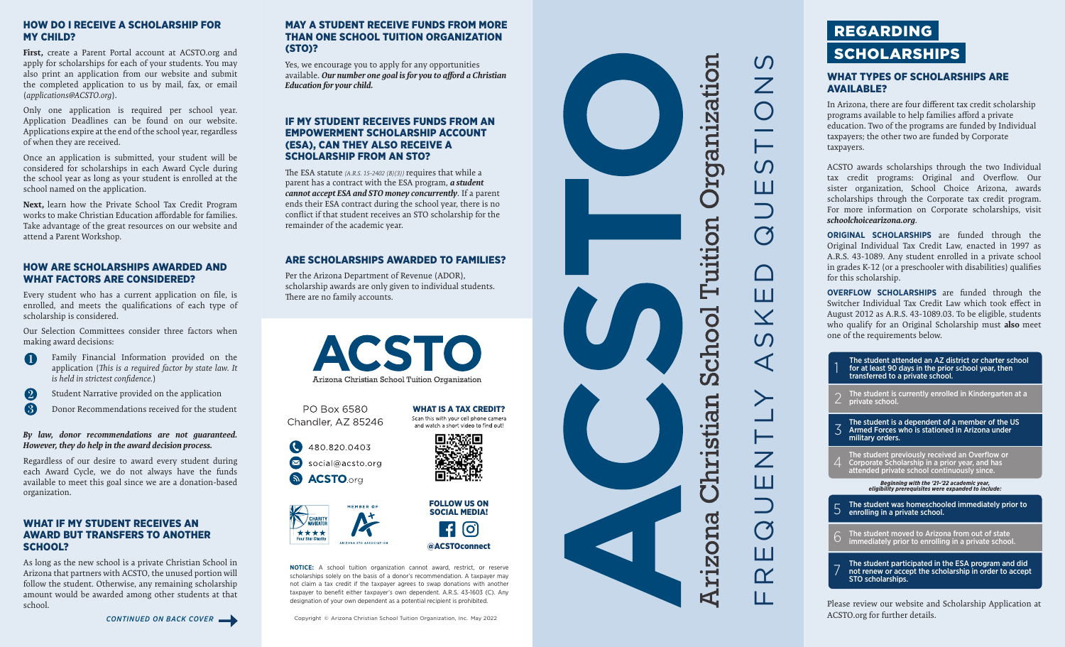## HOW DO I RECEIVE A SCHOLARSHIP FOR MY CHILD?

**First,** create a Parent Portal account at ACSTO.org and apply for scholarships for each of your students. You may also print an application from our website and submit the completed application to us by mail, fax, or email (*applications@ACSTO.org*).

Only one application is required per school year. Application Deadlines can be found on our website. Applications expire at the end of the school year, regardless of when they are received.

Once an application is submitted, your student will be considered for scholarships in each Award Cycle during the school year as long as your student is enrolled at the school named on the application.

**Next,** learn how the Private School Tax Credit Program works to make Christian Education affordable for families. Take advantage of the great resources on our website and attend a Parent Workshop.

## HOW ARE SCHOLARSHIPS AWARDED AND WHAT FACTORS ARE CONSIDERED?

Every student who has a current application on file, is enrolled, and meets the qualifications of each type of scholarship is considered.

Our Selection Committees consider three factors when making award decisions:

1. Family Financial Information provided on the application (*This is a required factor by state law. It is held in strictest confidence.*)
2. Student Narrative provided on the application
3. Donor Recommendations received for the student

***By law, donor recommendations are not guaranteed. However, they do help in the award decision process.***

Regardless of our desire to award every student during each Award Cycle, we do not always have the funds available to meet this goal since we are a donation-based organization.

## WHAT IF MY STUDENT RECEIVES AN AWARD BUT TRANSFERS TO ANOTHER SCHOOL?

As long as the new school is a private Christian School in Arizona that partners with ACSTO, the unused portion will follow the student. Otherwise, any remaining scholarship amount would be awarded among other students at that school.

*CONTINUED ON BACK COVER*

## MAY A STUDENT RECEIVE FUNDS FROM MORE THAN ONE SCHOOL TUITION ORGANIZATION (STO)?

Yes, we encourage you to apply for any opportunities available. ***Our number one goal is for you to afford a Christian Education for your child.***

## IF MY STUDENT RECEIVES FUNDS FROM AN EMPOWERMENT SCHOLARSHIP ACCOUNT (ESA), CAN THEY ALSO RECEIVE A SCHOLARSHIP FROM AN STO?

The ESA statute *(A.R.S. 15-2402 (B)(3))* requires that while a parent has a contract with the ESA program, ***a student cannot accept ESA and STO money concurrently***. If a parent ends their ESA contract during the school year, there is no conflict if that student receives an STO scholarship for the remainder of the academic year.

## ARE SCHOLARSHIPS AWARDED TO FAMILIES?

Per the Arizona Department of Revenue (ADOR), scholarship awards are only given to individual students. There are no family accounts.

**ACSTO**
Arizona Christian School Tuition Organization

PO Box 6580
Chandler, AZ 85246

480.820.0403
social@acsto.org
ACSTO.org

**WHAT IS A TAX CREDIT?**
Scan this with your cell phone camera and watch a short video to find out!

CHARITY NAVIGATOR ★★★★ Four Star Charity

MEMBER OF ARIZONA STO ASSOCIATION

**FOLLOW US ON SOCIAL MEDIA!**
@ACSTOconnect

**NOTICE:** A school tuition organization cannot award, restrict, or reserve scholarships solely on the basis of a donor's recommendation. A taxpayer may not claim a tax credit if the taxpayer agrees to swap donations with another taxpayer to benefit either taxpayer's own dependent. A.R.S. 43-1603 (C). Any designation of your own dependent as a potential recipient is prohibited.

Copyright © Arizona Christian School Tuition Organization, Inc. May 2022

# ACSTO
## Arizona Christian School Tuition Organization
## FREQUENTLY ASKED QUESTIONS

# REGARDING SCHOLARSHIPS

## WHAT TYPES OF SCHOLARSHIPS ARE AVAILABLE?

In Arizona, there are four different tax credit scholarship programs available to help families afford a private education. Two of the programs are funded by Individual taxpayers; the other two are funded by Corporate taxpayers.

ACSTO awards scholarships through the two Individual tax credit programs: Original and Overflow. Our sister organization, School Choice Arizona, awards scholarships through the Corporate tax credit program. For more information on Corporate scholarships, visit ***schoolchoicearizona.org***.

**ORIGINAL SCHOLARSHIPS** are funded through the Original Individual Tax Credit Law, enacted in 1997 as A.R.S. 43-1089. Any student enrolled in a private school in grades K-12 (or a preschooler with disabilities) qualifies for this scholarship.

**OVERFLOW SCHOLARSHIPS** are funded through the Switcher Individual Tax Credit Law which took effect in August 2012 as A.R.S. 43-1089.03. To be eligible, students who qualify for an Original Scholarship must **also** meet one of the requirements below.

1. The student attended an AZ district or charter school for at least 90 days in the prior school year, then transferred to a private school.
2. The student is currently enrolled in Kindergarten at a private school.
3. The student is a dependent of a member of the US Armed Forces who is stationed in Arizona under military orders.
4. The student previously received an Overflow or Corporate Scholarship in a prior year, and has attended private school continuously since.

***Beginning with the '21-'22 academic year, eligibility prerequisites were expanded to include:***

5. The student was homeschooled immediately prior to enrolling in a private school.
6. The student moved to Arizona from out of state immediately prior to enrolling in a private school.
7. The student participated in the ESA program and did not renew or accept the scholarship in order to accept STO scholarships.

Please review our website and Scholarship Application at ACSTO.org for further details.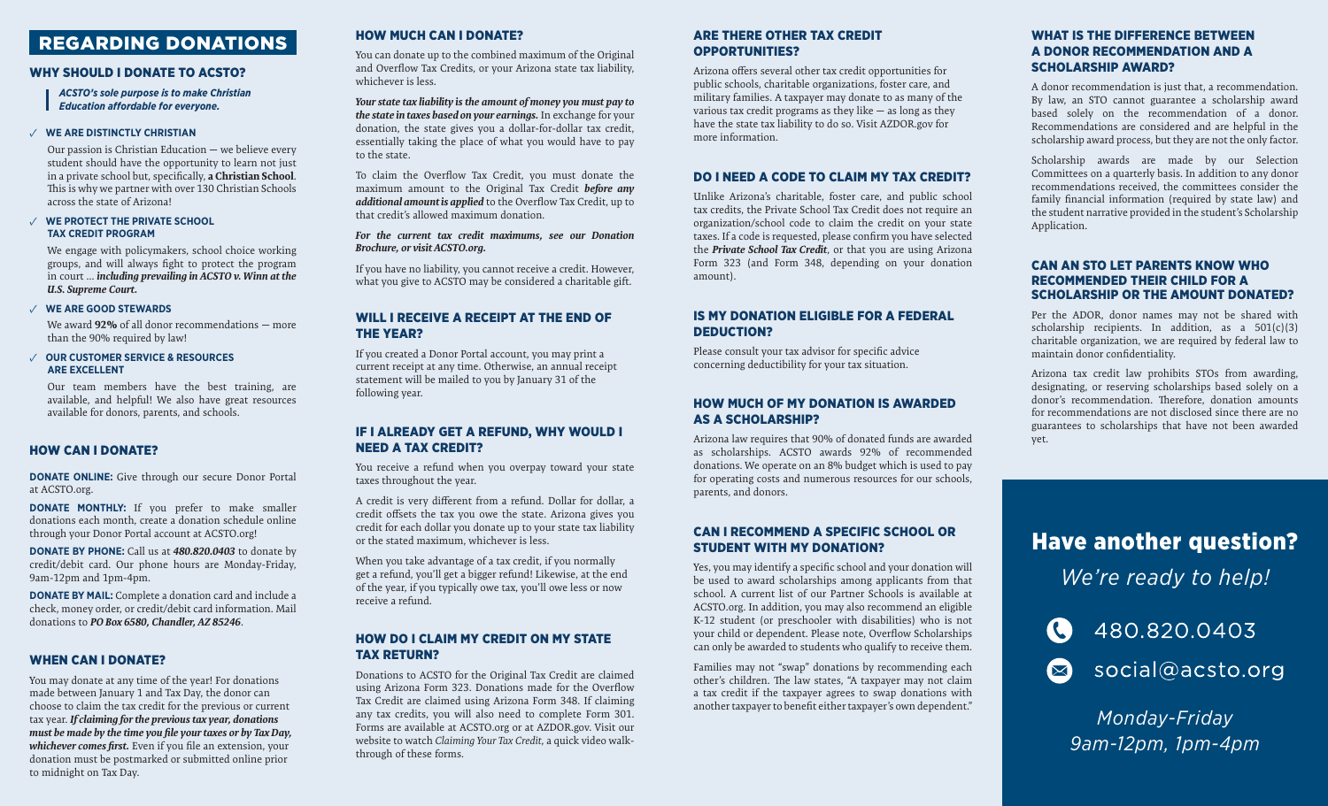# REGARDING DONATIONS

## WHY SHOULD I DONATE TO ACSTO?

***ACSTO's sole purpose is to make Christian Education affordable for everyone.***

**WE ARE DISTINCTLY CHRISTIAN**

Our passion is Christian Education — we believe every student should have the opportunity to learn not just in a private school but, specifically, **a Christian School**. This is why we partner with over 130 Christian Schools across the state of Arizona!

**WE PROTECT THE PRIVATE SCHOOL TAX CREDIT PROGRAM**

We engage with policymakers, school choice working groups, and will always fight to protect the program in court ... ***including prevailing in ACSTO v. Winn at the U.S. Supreme Court.***

**WE ARE GOOD STEWARDS**

We award **92%** of all donor recommendations — more than the 90% required by law!

**OUR CUSTOMER SERVICE & RESOURCES ARE EXCELLENT**

Our team members have the best training, are available, and helpful! We also have great resources available for donors, parents, and schools.

## HOW CAN I DONATE?

**DONATE ONLINE:** Give through our secure Donor Portal at ACSTO.org.

**DONATE MONTHLY:** If you prefer to make smaller donations each month, create a donation schedule online through your Donor Portal account at ACSTO.org!

**DONATE BY PHONE:** Call us at ***480.820.0403*** to donate by credit/debit card. Our phone hours are Monday-Friday, 9am-12pm and 1pm-4pm.

**DONATE BY MAIL:** Complete a donation card and include a check, money order, or credit/debit card information. Mail donations to ***PO Box 6580, Chandler, AZ 85246***.

## WHEN CAN I DONATE?

You may donate at any time of the year! For donations made between January 1 and Tax Day, the donor can choose to claim the tax credit for the previous or current tax year. ***If claiming for the previous tax year, donations must be made by the time you file your taxes or by Tax Day, whichever comes first.*** Even if you file an extension, your donation must be postmarked or submitted online prior to midnight on Tax Day.

## HOW MUCH CAN I DONATE?

You can donate up to the combined maximum of the Original and Overflow Tax Credits, or your Arizona state tax liability, whichever is less.

***Your state tax liability is the amount of money you must pay to the state in taxes based on your earnings.*** In exchange for your donation, the state gives you a dollar-for-dollar tax credit, essentially taking the place of what you would have to pay to the state.

To claim the Overflow Tax Credit, you must donate the maximum amount to the Original Tax Credit ***before any additional amount is applied*** to the Overflow Tax Credit, up to that credit's allowed maximum donation.

***For the current tax credit maximums, see our Donation Brochure, or visit ACSTO.org.***

If you have no liability, you cannot receive a credit. However, what you give to ACSTO may be considered a charitable gift.

## WILL I RECEIVE A RECEIPT AT THE END OF THE YEAR?

If you created a Donor Portal account, you may print a current receipt at any time. Otherwise, an annual receipt statement will be mailed to you by January 31 of the following year.

## IF I ALREADY GET A REFUND, WHY WOULD I NEED A TAX CREDIT?

You receive a refund when you overpay toward your state taxes throughout the year.

A credit is very different from a refund. Dollar for dollar, a credit offsets the tax you owe the state. Arizona gives you credit for each dollar you donate up to your state tax liability or the stated maximum, whichever is less.

When you take advantage of a tax credit, if you normally get a refund, you'll get a bigger refund! Likewise, at the end of the year, if you typically owe tax, you'll owe less or now receive a refund.

## HOW DO I CLAIM MY CREDIT ON MY STATE TAX RETURN?

Donations to ACSTO for the Original Tax Credit are claimed using Arizona Form 323. Donations made for the Overflow Tax Credit are claimed using Arizona Form 348. If claiming any tax credits, you will also need to complete Form 301. Forms are available at ACSTO.org or at AZDOR.gov. Visit our website to watch *Claiming Your Tax Credit*, a quick video walk-through of these forms.

## ARE THERE OTHER TAX CREDIT OPPORTUNITIES?

Arizona offers several other tax credit opportunities for public schools, charitable organizations, foster care, and military families. A taxpayer may donate to as many of the various tax credit programs as they like — as long as they have the state tax liability to do so. Visit AZDOR.gov for more information.

## DO I NEED A CODE TO CLAIM MY TAX CREDIT?

Unlike Arizona's charitable, foster care, and public school tax credits, the Private School Tax Credit does not require an organization/school code to claim the credit on your state taxes. If a code is requested, please confirm you have selected the ***Private School Tax Credit***, or that you are using Arizona Form 323 (and Form 348, depending on your donation amount).

## IS MY DONATION ELIGIBLE FOR A FEDERAL DEDUCTION?

Please consult your tax advisor for specific advice concerning deductibility for your tax situation.

## HOW MUCH OF MY DONATION IS AWARDED AS A SCHOLARSHIP?

Arizona law requires that 90% of donated funds are awarded as scholarships. ACSTO awards 92% of recommended donations. We operate on an 8% budget which is used to pay for operating costs and numerous resources for our schools, parents, and donors.

## CAN I RECOMMEND A SPECIFIC SCHOOL OR STUDENT WITH MY DONATION?

Yes, you may identify a specific school and your donation will be used to award scholarships among applicants from that school. A current list of our Partner Schools is available at ACSTO.org. In addition, you may also recommend an eligible K-12 student (or preschooler with disabilities) who is not your child or dependent. Please note, Overflow Scholarships can only be awarded to students who qualify to receive them.

Families may not "swap" donations by recommending each other's children. The law states, "A taxpayer may not claim a tax credit if the taxpayer agrees to swap donations with another taxpayer to benefit either taxpayer's own dependent."

## WHAT IS THE DIFFERENCE BETWEEN A DONOR RECOMMENDATION AND A SCHOLARSHIP AWARD?

A donor recommendation is just that, a recommendation. By law, an STO cannot guarantee a scholarship award based solely on the recommendation of a donor. Recommendations are considered and are helpful in the scholarship award process, but they are not the only factor.

Scholarship awards are made by our Selection Committees on a quarterly basis. In addition to any donor recommendations received, the committees consider the family financial information (required by state law) and the student narrative provided in the student's Scholarship Application.

## CAN AN STO LET PARENTS KNOW WHO RECOMMENDED THEIR CHILD FOR A SCHOLARSHIP OR THE AMOUNT DONATED?

Per the ADOR, donor names may not be shared with scholarship recipients. In addition, as a 501(c)(3) charitable organization, we are required by federal law to maintain donor confidentiality.

Arizona tax credit law prohibits STOs from awarding, designating, or reserving scholarships based solely on a donor's recommendation. Therefore, donation amounts for recommendations are not disclosed since there are no guarantees to scholarships that have not been awarded yet.

## Have another question?

*We're ready to help!*

480.820.0403

social@acsto.org

*Monday-Friday 9am-12pm, 1pm-4pm*